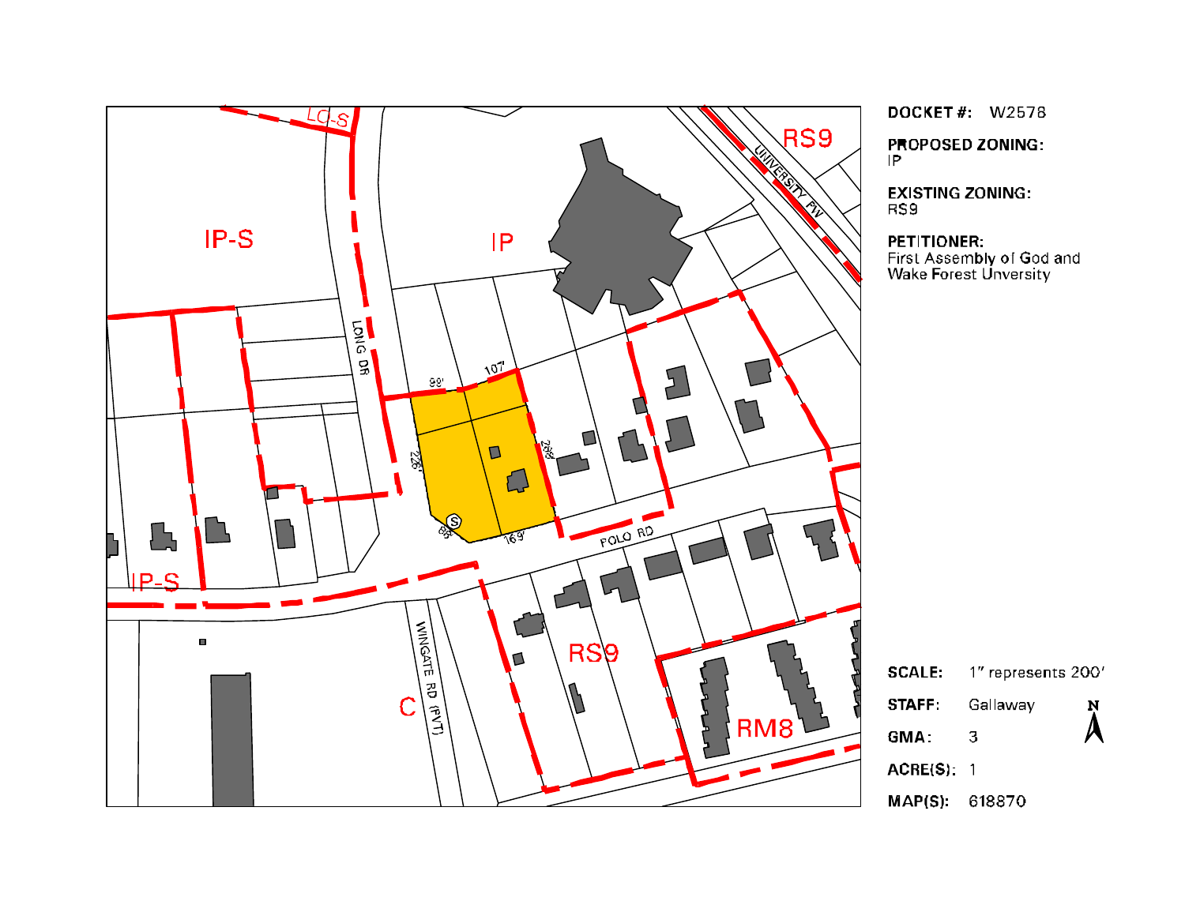**DOCKET #:** W2578

**PROPOSED ZONING:**
IP

**EXISTING ZONING:**
RS9

**PETITIONER:**
First Assembly of God and Wake Forest Unversity

**SCALE:** 1" represents 200'

**STAFF:** Gallaway

**GMA:** 3

**ACRE(S):** 1

**MAP(S):** 618870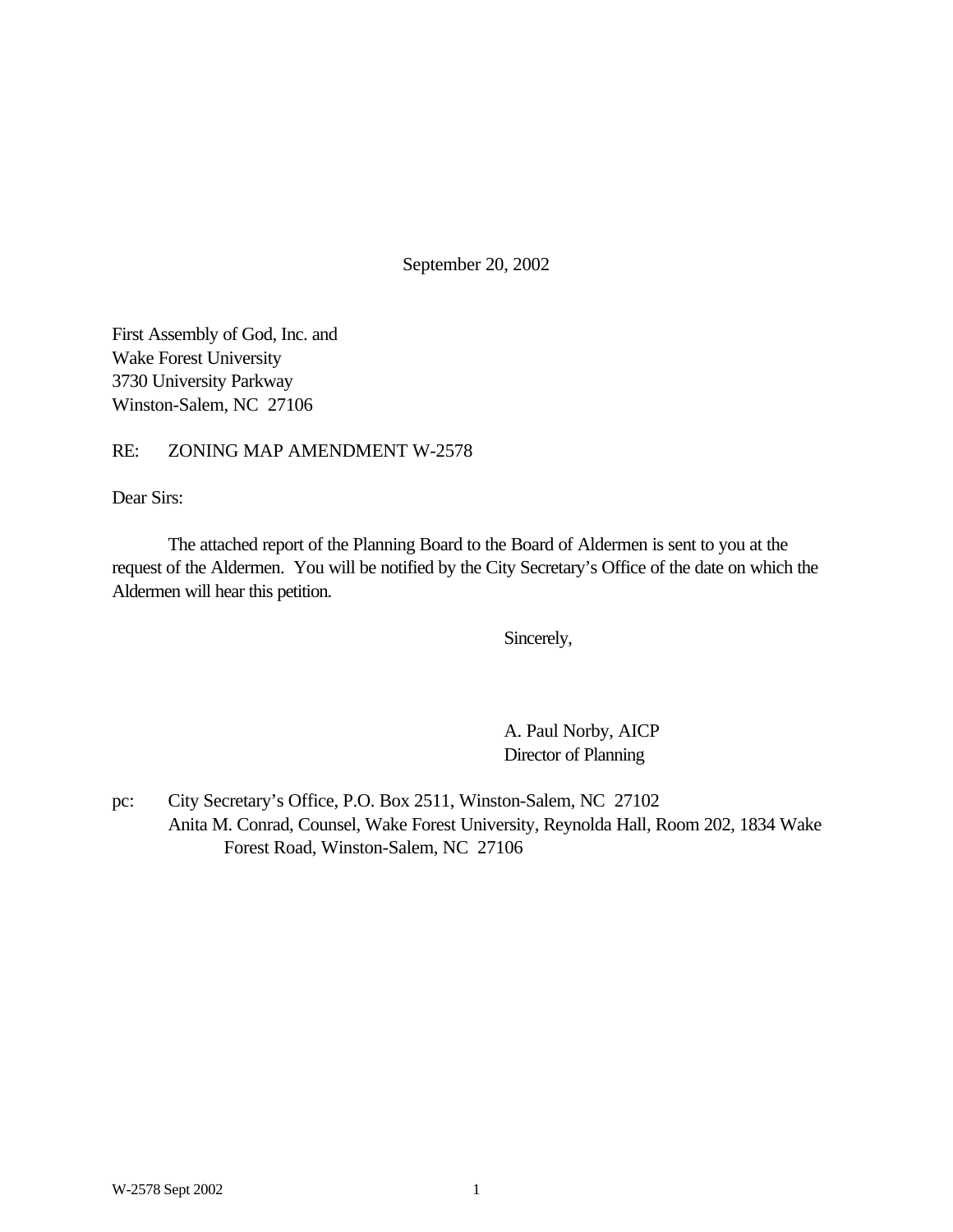September 20, 2002

First Assembly of God, Inc. and
Wake Forest University
3730 University Parkway
Winston-Salem, NC 27106

RE: ZONING MAP AMENDMENT W-2578

Dear Sirs:

The attached report of the Planning Board to the Board of Aldermen is sent to you at the request of the Aldermen. You will be notified by the City Secretary's Office of the date on which the Aldermen will hear this petition.

Sincerely,

A. Paul Norby, AICP
Director of Planning

pc: City Secretary's Office, P.O. Box 2511, Winston-Salem, NC 27102
Anita M. Conrad, Counsel, Wake Forest University, Reynolda Hall, Room 202, 1834 Wake Forest Road, Winston-Salem, NC 27106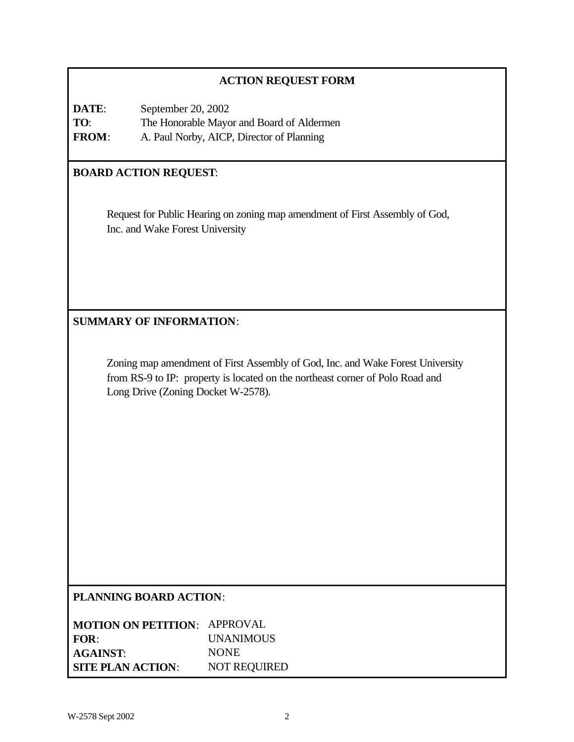# ACTION REQUEST FORM

**DATE**: September 20, 2002
**TO**: The Honorable Mayor and Board of Aldermen
**FROM**: A. Paul Norby, AICP, Director of Planning

## BOARD ACTION REQUEST:

Request for Public Hearing on zoning map amendment of First Assembly of God, Inc. and Wake Forest University

## SUMMARY OF INFORMATION:

Zoning map amendment of First Assembly of God, Inc. and Wake Forest University from RS-9 to IP: property is located on the northeast corner of Polo Road and Long Drive (Zoning Docket W-2578).

## PLANNING BOARD ACTION:

**MOTION ON PETITION**: APPROVAL
**FOR**: UNANIMOUS
**AGAINST**: NONE
**SITE PLAN ACTION**: NOT REQUIRED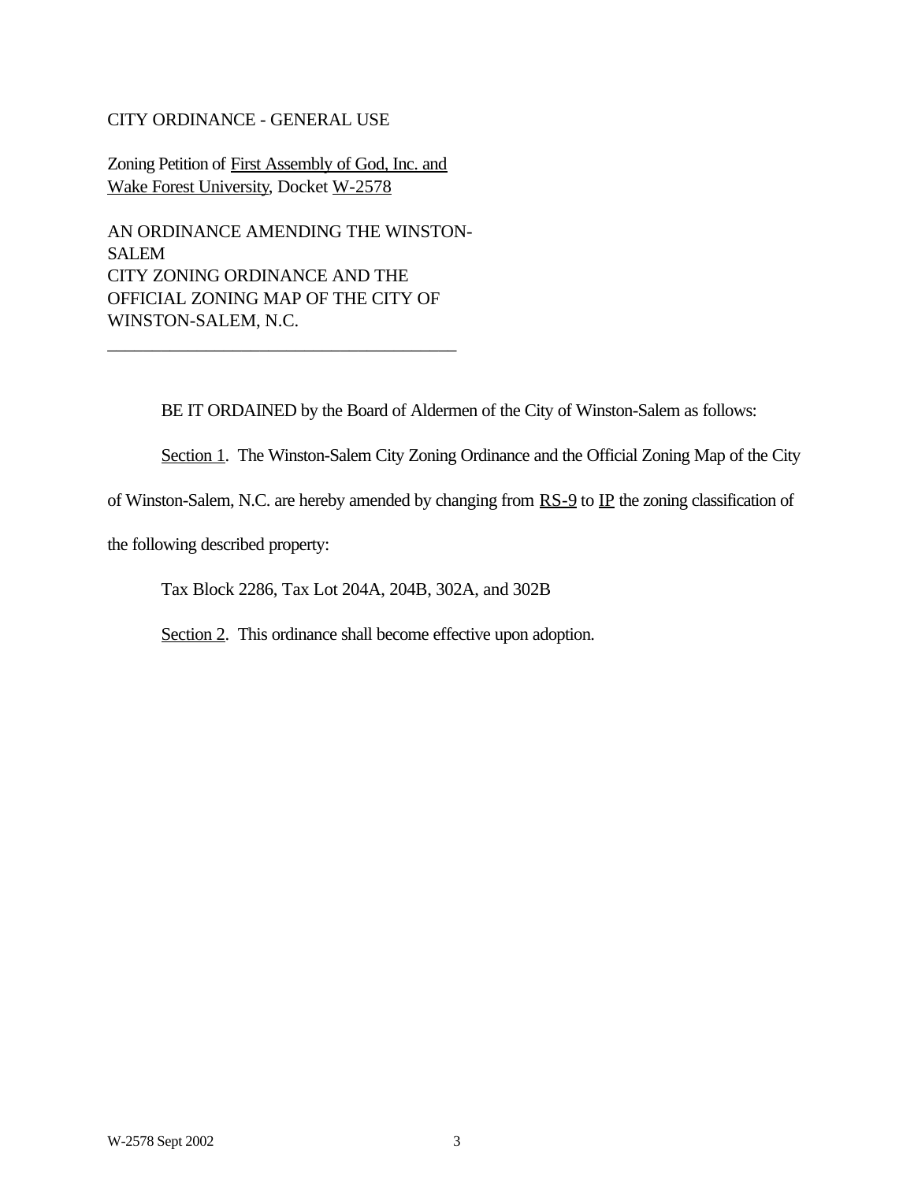CITY ORDINANCE - GENERAL USE

Zoning Petition of First Assembly of God, Inc. and Wake Forest University, Docket W-2578

AN ORDINANCE AMENDING THE WINSTON-SALEM CITY ZONING ORDINANCE AND THE OFFICIAL ZONING MAP OF THE CITY OF WINSTON-SALEM, N.C.

---

BE IT ORDAINED by the Board of Aldermen of the City of Winston-Salem as follows:

Section 1. The Winston-Salem City Zoning Ordinance and the Official Zoning Map of the City of Winston-Salem, N.C. are hereby amended by changing from RS-9 to IP the zoning classification of the following described property:

Tax Block 2286, Tax Lot 204A, 204B, 302A, and 302B

Section 2. This ordinance shall become effective upon adoption.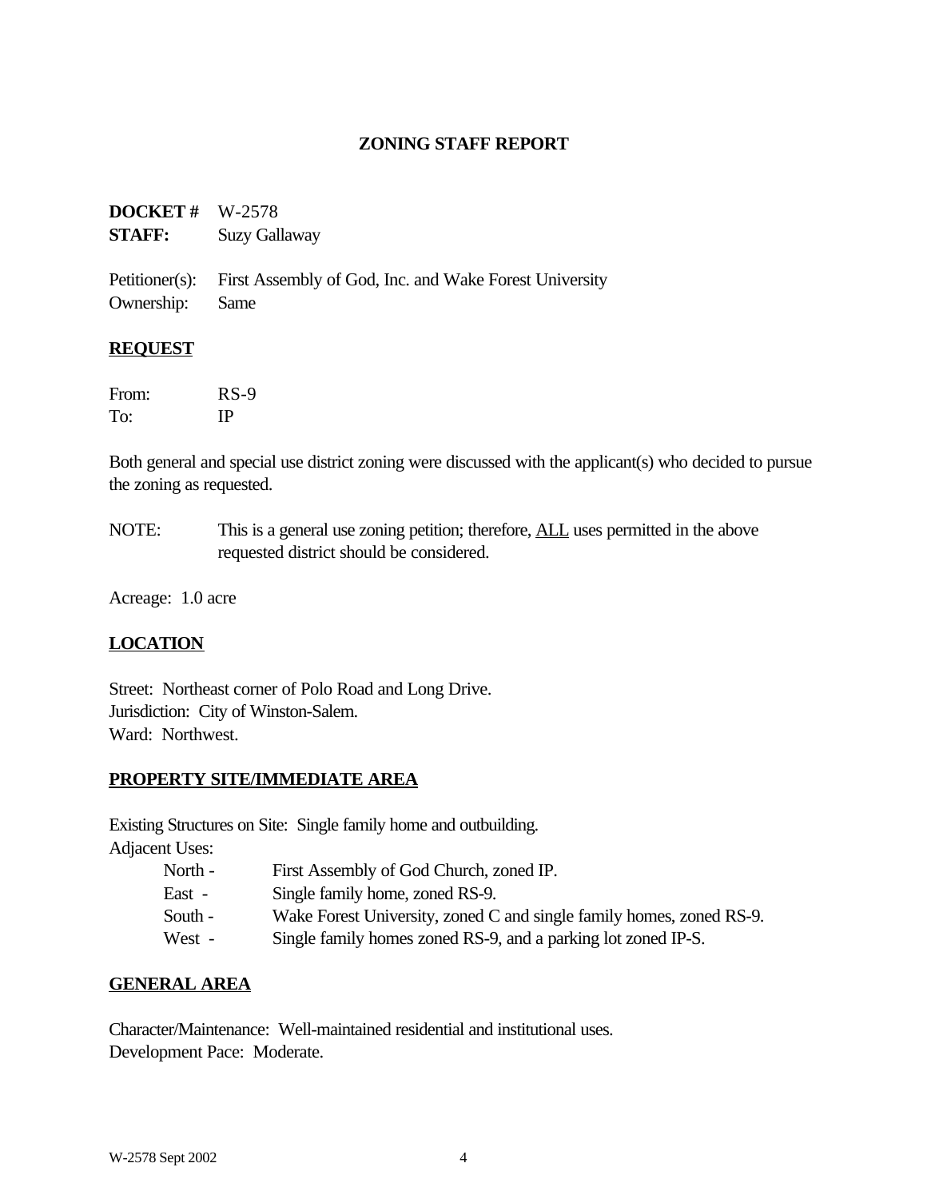## ZONING STAFF REPORT

**DOCKET #** W-2578
**STAFF:** Suzy Gallaway

Petitioner(s): First Assembly of God, Inc. and Wake Forest University
Ownership: Same

### REQUEST

From: RS-9
To: IP

Both general and special use district zoning were discussed with the applicant(s) who decided to pursue the zoning as requested.

NOTE: This is a general use zoning petition; therefore, ALL uses permitted in the above requested district should be considered.

Acreage: 1.0 acre

### LOCATION

Street: Northeast corner of Polo Road and Long Drive.
Jurisdiction: City of Winston-Salem.
Ward: Northwest.

### PROPERTY SITE/IMMEDIATE AREA

Existing Structures on Site: Single family home and outbuilding.
Adjacent Uses:

- North - First Assembly of God Church, zoned IP.
- East - Single family home, zoned RS-9.
- South - Wake Forest University, zoned C and single family homes, zoned RS-9.
- West - Single family homes zoned RS-9, and a parking lot zoned IP-S.

### GENERAL AREA

Character/Maintenance: Well-maintained residential and institutional uses.
Development Pace: Moderate.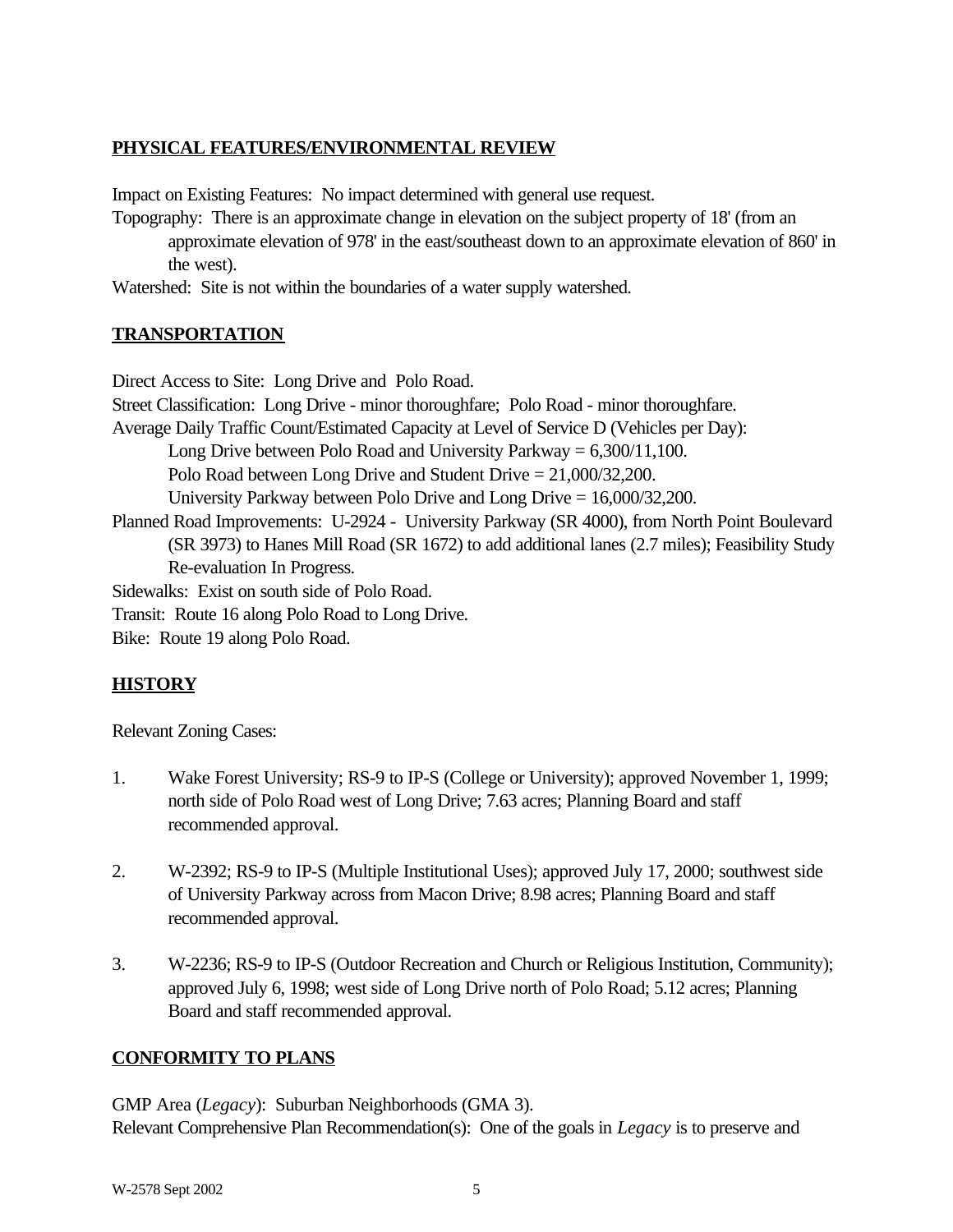**PHYSICAL FEATURES/ENVIRONMENTAL REVIEW**

Impact on Existing Features: No impact determined with general use request.

Topography: There is an approximate change in elevation on the subject property of 18' (from an approximate elevation of 978' in the east/southeast down to an approximate elevation of 860' in the west).

Watershed: Site is not within the boundaries of a water supply watershed.

**TRANSPORTATION**

Direct Access to Site: Long Drive and Polo Road.

Street Classification: Long Drive - minor thoroughfare; Polo Road - minor thoroughfare.

Average Daily Traffic Count/Estimated Capacity at Level of Service D (Vehicles per Day):
- Long Drive between Polo Road and University Parkway = 6,300/11,100.
- Polo Road between Long Drive and Student Drive = 21,000/32,200.
- University Parkway between Polo Drive and Long Drive = 16,000/32,200.

Planned Road Improvements: U-2924 - University Parkway (SR 4000), from North Point Boulevard (SR 3973) to Hanes Mill Road (SR 1672) to add additional lanes (2.7 miles); Feasibility Study Re-evaluation In Progress.

Sidewalks: Exist on south side of Polo Road.

Transit: Route 16 along Polo Road to Long Drive.

Bike: Route 19 along Polo Road.

**HISTORY**

Relevant Zoning Cases:

1. Wake Forest University; RS-9 to IP-S (College or University); approved November 1, 1999; north side of Polo Road west of Long Drive; 7.63 acres; Planning Board and staff recommended approval.

2. W-2392; RS-9 to IP-S (Multiple Institutional Uses); approved July 17, 2000; southwest side of University Parkway across from Macon Drive; 8.98 acres; Planning Board and staff recommended approval.

3. W-2236; RS-9 to IP-S (Outdoor Recreation and Church or Religious Institution, Community); approved July 6, 1998; west side of Long Drive north of Polo Road; 5.12 acres; Planning Board and staff recommended approval.

**CONFORMITY TO PLANS**

GMP Area (*Legacy*): Suburban Neighborhoods (GMA 3).

Relevant Comprehensive Plan Recommendation(s): One of the goals in *Legacy* is to preserve and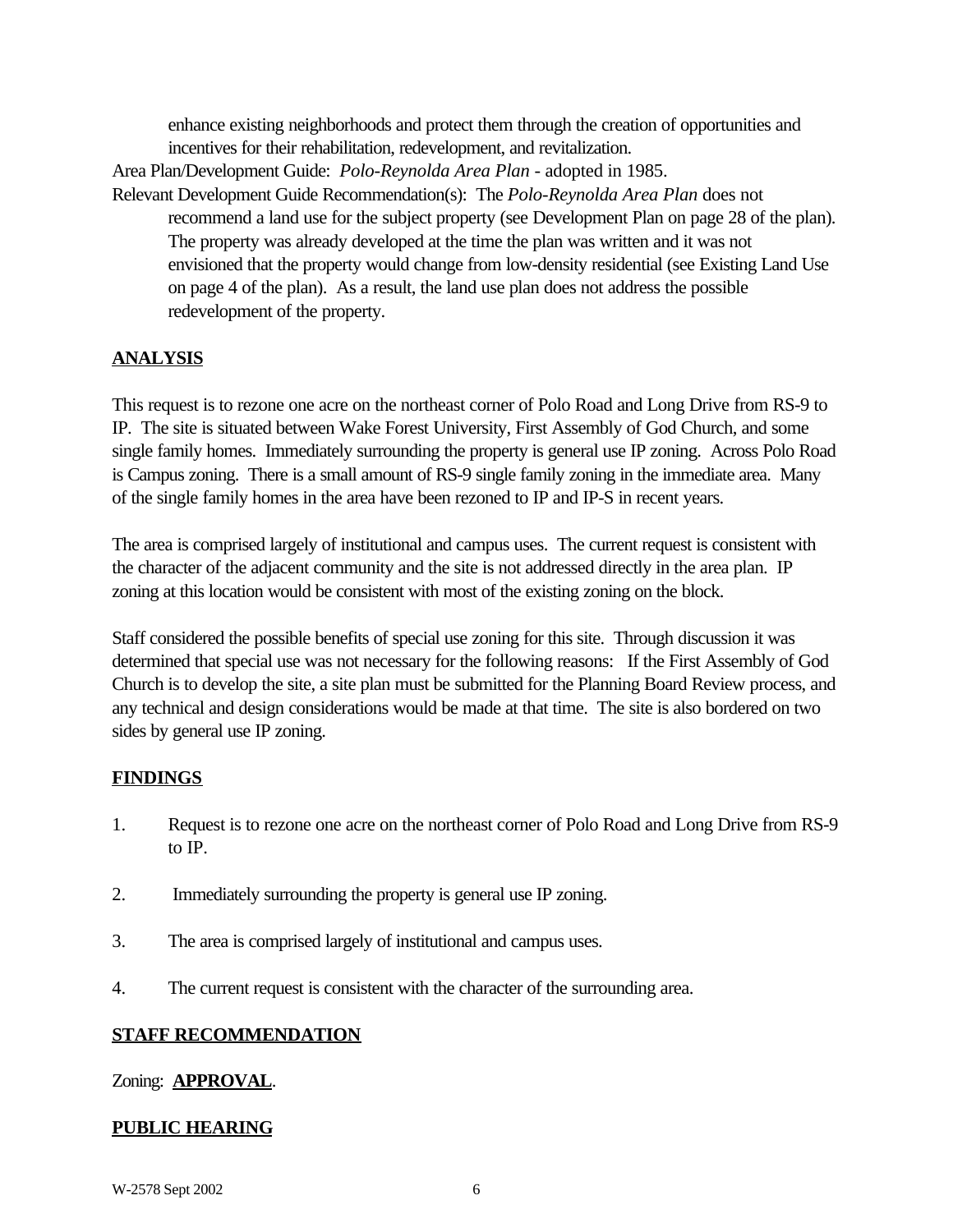enhance existing neighborhoods and protect them through the creation of opportunities and incentives for their rehabilitation, redevelopment, and revitalization.

Area Plan/Development Guide: *Polo-Reynolda Area Plan* - adopted in 1985.

Relevant Development Guide Recommendation(s): The *Polo-Reynolda Area Plan* does not recommend a land use for the subject property (see Development Plan on page 28 of the plan). The property was already developed at the time the plan was written and it was not envisioned that the property would change from low-density residential (see Existing Land Use on page 4 of the plan). As a result, the land use plan does not address the possible redevelopment of the property.

## ANALYSIS

This request is to rezone one acre on the northeast corner of Polo Road and Long Drive from RS-9 to IP. The site is situated between Wake Forest University, First Assembly of God Church, and some single family homes. Immediately surrounding the property is general use IP zoning. Across Polo Road is Campus zoning. There is a small amount of RS-9 single family zoning in the immediate area. Many of the single family homes in the area have been rezoned to IP and IP-S in recent years.

The area is comprised largely of institutional and campus uses. The current request is consistent with the character of the adjacent community and the site is not addressed directly in the area plan. IP zoning at this location would be consistent with most of the existing zoning on the block.

Staff considered the possible benefits of special use zoning for this site. Through discussion it was determined that special use was not necessary for the following reasons: If the First Assembly of God Church is to develop the site, a site plan must be submitted for the Planning Board Review process, and any technical and design considerations would be made at that time. The site is also bordered on two sides by general use IP zoning.

## FINDINGS

1. Request is to rezone one acre on the northeast corner of Polo Road and Long Drive from RS-9 to IP.
2. Immediately surrounding the property is general use IP zoning.
3. The area is comprised largely of institutional and campus uses.
4. The current request is consistent with the character of the surrounding area.

## STAFF RECOMMENDATION

Zoning: **APPROVAL**.

## PUBLIC HEARING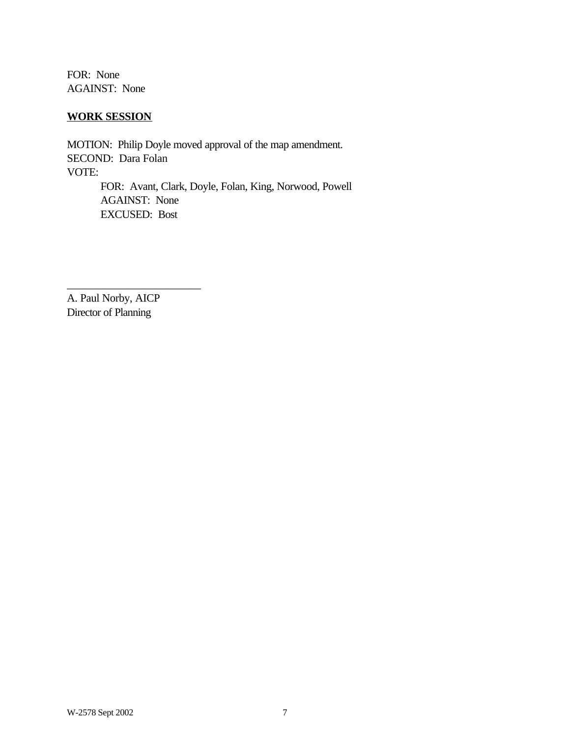FOR: None
AGAINST: None

**WORK SESSION**

MOTION: Philip Doyle moved approval of the map amendment.
SECOND: Dara Folan
VOTE:

FOR: Avant, Clark, Doyle, Folan, King, Norwood, Powell
AGAINST: None
EXCUSED: Bost

\_\_\_\_\_\_\_\_\_\_\_\_\_\_\_\_\_\_\_\_\_\_\_\_\_

A. Paul Norby, AICP
Director of Planning

W-2578 Sept 2002